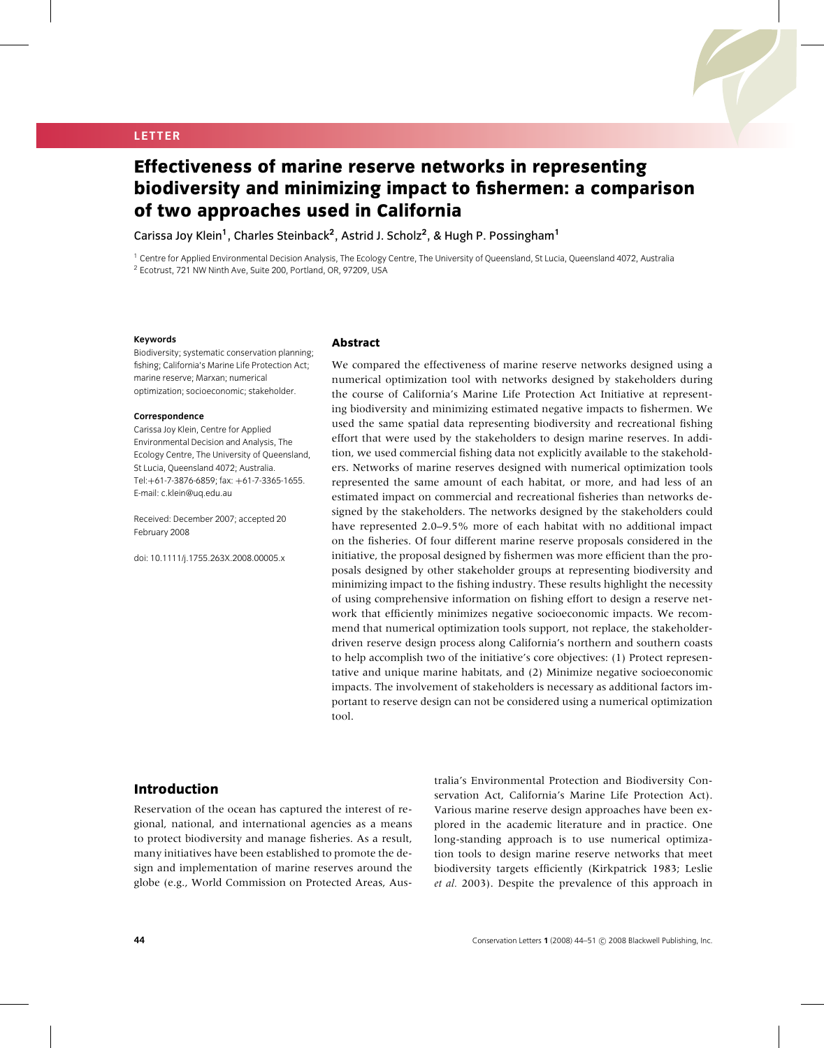LETTER

# Effectiveness of marine reserve networks in representing biodiversity and minimizing impact to fishermen: a comparison of two approaches used in California

Carissa Joy Klein[1], Charles Steinback[2], Astrid J. Scholz[2], & Hugh P. Possingham[1]

[1] Centre for Applied Environmental Decision Analysis, The Ecology Centre, The University of Queensland, St Lucia, Queensland 4072, Australia
[2] Ecotrust, 721 NW Ninth Ave, Suite 200, Portland, OR, 97209, USA

**Keywords**
Biodiversity; systematic conservation planning; fishing; California's Marine Life Protection Act; marine reserve; Marxan; numerical optimization; socioeconomic; stakeholder.

**Correspondence**
Carissa Joy Klein, Centre for Applied Environmental Decision and Analysis, The Ecology Centre, The University of Queensland, St Lucia, Queensland 4072; Australia. Tel:+61-7-3876-6859; fax: +61-7-3365-1655. E-mail: c.klein@uq.edu.au

Received: December 2007; accepted 20 February 2008

doi: 10.1111/j.1755.263X.2008.00005.x

## Abstract

We compared the effectiveness of marine reserve networks designed using a numerical optimization tool with networks designed by stakeholders during the course of California's Marine Life Protection Act Initiative at representing biodiversity and minimizing estimated negative impacts to fishermen. We used the same spatial data representing biodiversity and recreational fishing effort that were used by the stakeholders to design marine reserves. In addition, we used commercial fishing data not explicitly available to the stakeholders. Networks of marine reserves designed with numerical optimization tools represented the same amount of each habitat, or more, and had less of an estimated impact on commercial and recreational fisheries than networks designed by the stakeholders. The networks designed by the stakeholders could have represented 2.0–9.5% more of each habitat with no additional impact on the fisheries. Of four different marine reserve proposals considered in the initiative, the proposal designed by fishermen was more efficient than the proposals designed by other stakeholder groups at representing biodiversity and minimizing impact to the fishing industry. These results highlight the necessity of using comprehensive information on fishing effort to design a reserve network that efficiently minimizes negative socioeconomic impacts. We recommend that numerical optimization tools support, not replace, the stakeholder-driven reserve design process along California's northern and southern coasts to help accomplish two of the initiative's core objectives: (1) Protect representative and unique marine habitats, and (2) Minimize negative socioeconomic impacts. The involvement of stakeholders is necessary as additional factors important to reserve design can not be considered using a numerical optimization tool.

## Introduction

Reservation of the ocean has captured the interest of regional, national, and international agencies as a means to protect biodiversity and manage fisheries. As a result, many initiatives have been established to promote the design and implementation of marine reserves around the globe (e.g., World Commission on Protected Areas, Australia's Environmental Protection and Biodiversity Conservation Act, California's Marine Life Protection Act). Various marine reserve design approaches have been explored in the academic literature and in practice. One long-standing approach is to use numerical optimization tools to design marine reserve networks that meet biodiversity targets efficiently (Kirkpatrick 1983; Leslie *et al.* 2003). Despite the prevalence of this approach in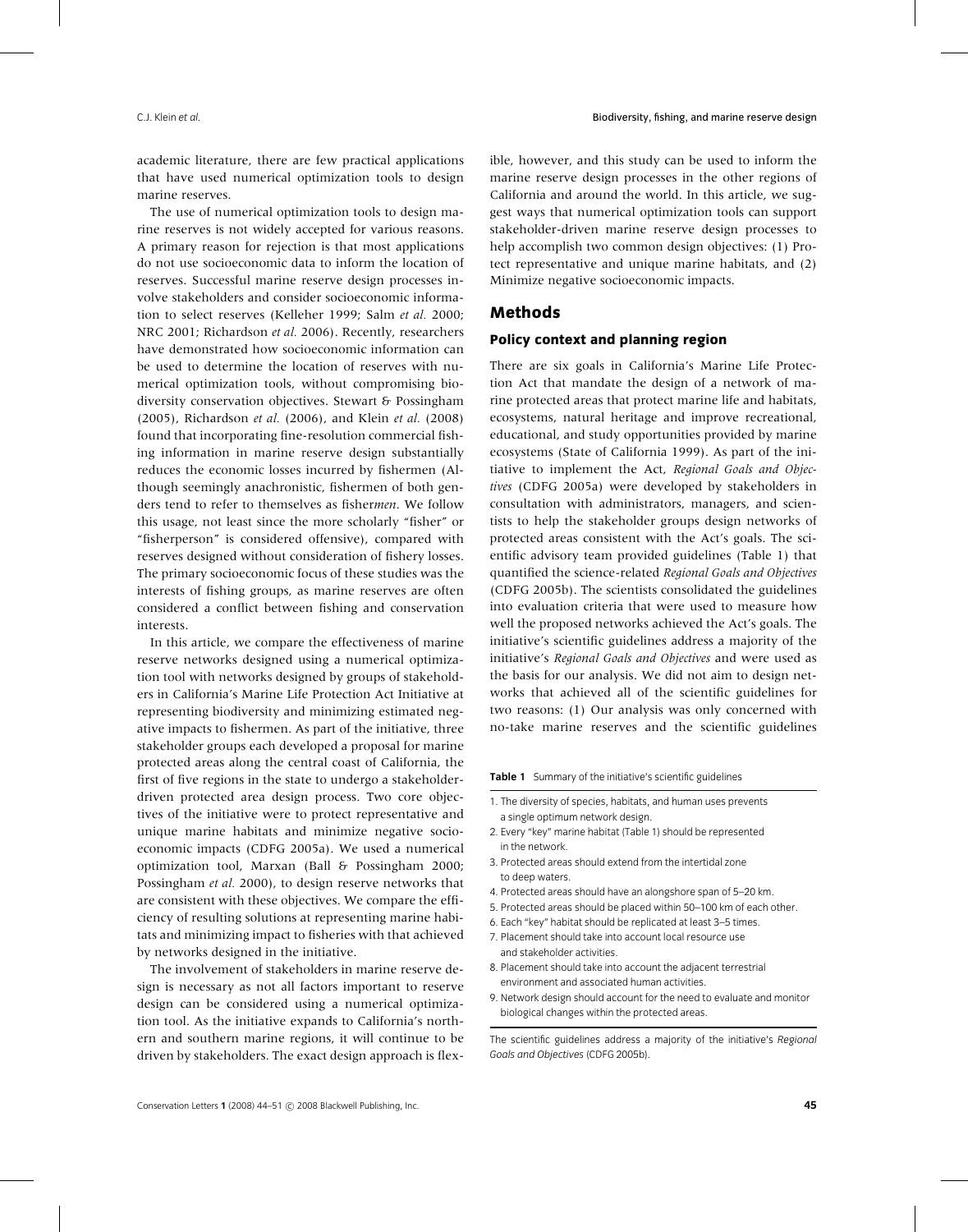academic literature, there are few practical applications that have used numerical optimization tools to design marine reserves.

The use of numerical optimization tools to design marine reserves is not widely accepted for various reasons. A primary reason for rejection is that most applications do not use socioeconomic data to inform the location of reserves. Successful marine reserve design processes involve stakeholders and consider socioeconomic information to select reserves (Kelleher 1999; Salm *et al.* 2000; NRC 2001; Richardson *et al.* 2006). Recently, researchers have demonstrated how socioeconomic information can be used to determine the location of reserves with numerical optimization tools, without compromising biodiversity conservation objectives. Stewart & Possingham (2005), Richardson *et al.* (2006), and Klein *et al.* (2008) found that incorporating fine-resolution commercial fishing information in marine reserve design substantially reduces the economic losses incurred by fishermen (Although seemingly anachronistic, fishermen of both genders tend to refer to themselves as fisher*men*. We follow this usage, not least since the more scholarly "fisher" or "fisherperson" is considered offensive), compared with reserves designed without consideration of fishery losses. The primary socioeconomic focus of these studies was the interests of fishing groups, as marine reserves are often considered a conflict between fishing and conservation interests.

In this article, we compare the effectiveness of marine reserve networks designed using a numerical optimization tool with networks designed by groups of stakeholders in California's Marine Life Protection Act Initiative at representing biodiversity and minimizing estimated negative impacts to fishermen. As part of the initiative, three stakeholder groups each developed a proposal for marine protected areas along the central coast of California, the first of five regions in the state to undergo a stakeholder-driven protected area design process. Two core objectives of the initiative were to protect representative and unique marine habitats and minimize negative socioeconomic impacts (CDFG 2005a). We used a numerical optimization tool, Marxan (Ball & Possingham 2000; Possingham *et al.* 2000), to design reserve networks that are consistent with these objectives. We compare the efficiency of resulting solutions at representing marine habitats and minimizing impact to fisheries with that achieved by networks designed in the initiative.

The involvement of stakeholders in marine reserve design is necessary as not all factors important to reserve design can be considered using a numerical optimization tool. As the initiative expands to California's northern and southern marine regions, it will continue to be driven by stakeholders. The exact design approach is flexible, however, and this study can be used to inform the marine reserve design processes in the other regions of California and around the world. In this article, we suggest ways that numerical optimization tools can support stakeholder-driven marine reserve design processes to help accomplish two common design objectives: (1) Protect representative and unique marine habitats, and (2) Minimize negative socioeconomic impacts.

## Methods

### Policy context and planning region

There are six goals in California's Marine Life Protection Act that mandate the design of a network of marine protected areas that protect marine life and habitats, ecosystems, natural heritage and improve recreational, educational, and study opportunities provided by marine ecosystems (State of California 1999). As part of the initiative to implement the Act, *Regional Goals and Objectives* (CDFG 2005a) were developed by stakeholders in consultation with administrators, managers, and scientists to help the stakeholder groups design networks of protected areas consistent with the Act's goals. The scientific advisory team provided guidelines (Table 1) that quantified the science-related *Regional Goals and Objectives* (CDFG 2005b). The scientists consolidated the guidelines into evaluation criteria that were used to measure how well the proposed networks achieved the Act's goals. The initiative's scientific guidelines address a majority of the initiative's *Regional Goals and Objectives* and were used as the basis for our analysis. We did not aim to design networks that achieved all of the scientific guidelines for two reasons: (1) Our analysis was only concerned with no-take marine reserves and the scientific guidelines

**Table 1** Summary of the initiative's scientific guidelines

1. The diversity of species, habitats, and human uses prevents a single optimum network design.
2. Every "key" marine habitat (Table 1) should be represented in the network.
3. Protected areas should extend from the intertidal zone to deep waters.
4. Protected areas should have an alongshore span of 5–20 km.
5. Protected areas should be placed within 50–100 km of each other.
6. Each "key" habitat should be replicated at least 3–5 times.
7. Placement should take into account local resource use and stakeholder activities.
8. Placement should take into account the adjacent terrestrial environment and associated human activities.
9. Network design should account for the need to evaluate and monitor biological changes within the protected areas.

The scientific guidelines address a majority of the initiative's *Regional Goals and Objectives* (CDFG 2005b).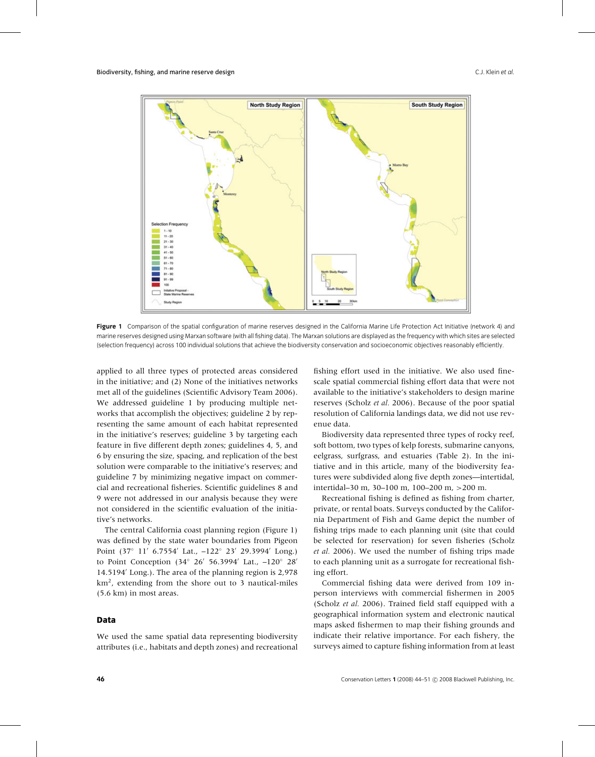**Figure 1** Comparison of the spatial configuration of marine reserves designed in the California Marine Life Protection Act Initiative (network 4) and marine reserves designed using Marxan software (with all fishing data). The Marxan solutions are displayed as the frequency with which sites are selected (selection frequency) across 100 individual solutions that achieve the biodiversity conservation and socioeconomic objectives reasonably efficiently.

applied to all three types of protected areas considered in the initiative; and (2) None of the initiatives networks met all of the guidelines (Scientific Advisory Team 2006). We addressed guideline 1 by producing multiple networks that accomplish the objectives; guideline 2 by representing the same amount of each habitat represented in the initiative's reserves; guideline 3 by targeting each feature in five different depth zones; guidelines 4, 5, and 6 by ensuring the size, spacing, and replication of the best solution were comparable to the initiative's reserves; and guideline 7 by minimizing negative impact on commercial and recreational fisheries. Scientific guidelines 8 and 9 were not addressed in our analysis because they were not considered in the scientific evaluation of the initiative's networks.

The central California coast planning region (Figure 1) was defined by the state water boundaries from Pigeon Point (37° 11′ 6.7554′ Lat., –122° 23′ 29.3994′ Long.) to Point Conception (34° 26′ 56.3994′ Lat., –120° 28′ 14.5194′ Long.). The area of the planning region is 2,978 km$^2$, extending from the shore out to 3 nautical-miles (5.6 km) in most areas.

## Data

We used the same spatial data representing biodiversity attributes (i.e., habitats and depth zones) and recreational fishing effort used in the initiative. We also used fine-scale spatial commercial fishing effort data that were not available to the initiative's stakeholders to design marine reserves (Scholz *et al.* 2006). Because of the poor spatial resolution of California landings data, we did not use revenue data.

Biodiversity data represented three types of rocky reef, soft bottom, two types of kelp forests, submarine canyons, eelgrass, surfgrass, and estuaries (Table 2). In the initiative and in this article, many of the biodiversity features were subdivided along five depth zones—intertidal, intertidal–30 m, 30–100 m, 100–200 m, >200 m.

Recreational fishing is defined as fishing from charter, private, or rental boats. Surveys conducted by the California Department of Fish and Game depict the number of fishing trips made to each planning unit (site that could be selected for reservation) for seven fisheries (Scholz *et al.* 2006). We used the number of fishing trips made to each planning unit as a surrogate for recreational fishing effort.

Commercial fishing data were derived from 109 in-person interviews with commercial fishermen in 2005 (Scholz *et al.* 2006). Trained field staff equipped with a geographical information system and electronic nautical maps asked fishermen to map their fishing grounds and indicate their relative importance. For each fishery, the surveys aimed to capture fishing information from at least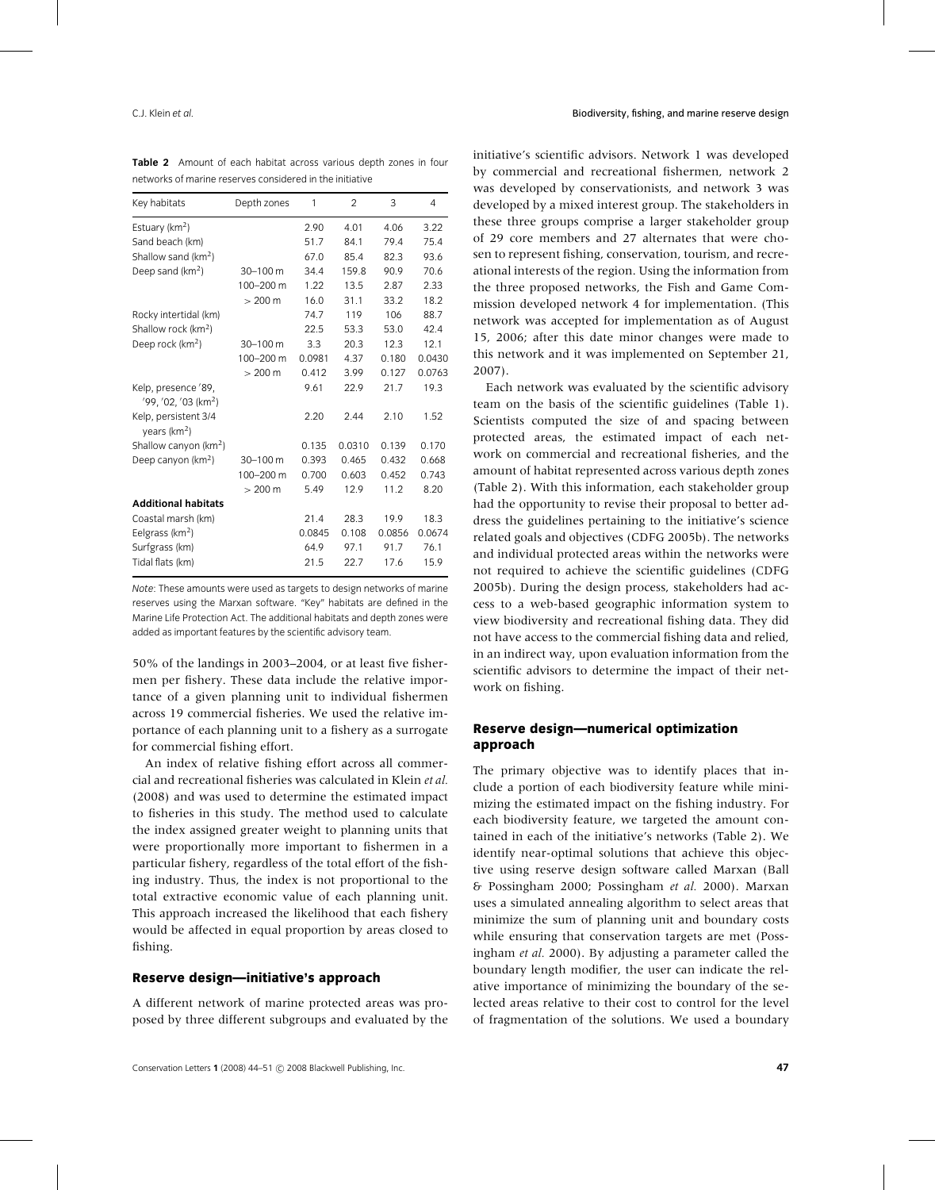**Table 2** Amount of each habitat across various depth zones in four networks of marine reserves considered in the initiative

| Key habitats | Depth zones | 1 | 2 | 3 | 4 |
|---|---|---|---|---|---|
| Estuary (km$^2$) | | 2.90 | 4.01 | 4.06 | 3.22 |
| Sand beach (km) | | 51.7 | 84.1 | 79.4 | 75.4 |
| Shallow sand (km$^2$) | | 67.0 | 85.4 | 82.3 | 93.6 |
| Deep sand (km$^2$) | 30–100 m | 34.4 | 159.8 | 90.9 | 70.6 |
| | 100–200 m | 1.22 | 13.5 | 2.87 | 2.33 |
| | > 200 m | 16.0 | 31.1 | 33.2 | 18.2 |
| Rocky intertidal (km) | | 74.7 | 119 | 106 | 88.7 |
| Shallow rock (km$^2$) | | 22.5 | 53.3 | 53.0 | 42.4 |
| Deep rock (km$^2$) | 30–100 m | 3.3 | 20.3 | 12.3 | 12.1 |
| | 100–200 m | 0.0981 | 4.37 | 0.180 | 0.0430 |
| | > 200 m | 0.412 | 3.99 | 0.127 | 0.0763 |
| Kelp, presence '89, '99, '02, '03 (km$^2$) | | 9.61 | 22.9 | 21.7 | 19.3 |
| Kelp, persistent 3/4 years (km$^2$) | | 2.20 | 2.44 | 2.10 | 1.52 |
| Shallow canyon (km$^2$) | | 0.135 | 0.0310 | 0.139 | 0.170 |
| Deep canyon (km$^2$) | 30–100 m | 0.393 | 0.465 | 0.432 | 0.668 |
| | 100–200 m | 0.700 | 0.603 | 0.452 | 0.743 |
| | > 200 m | 5.49 | 12.9 | 11.2 | 8.20 |
| **Additional habitats** | | | | | |
| Coastal marsh (km) | | 21.4 | 28.3 | 19.9 | 18.3 |
| Eelgrass (km$^2$) | | 0.0845 | 0.108 | 0.0856 | 0.0674 |
| Surfgrass (km) | | 64.9 | 97.1 | 91.7 | 76.1 |
| Tidal flats (km) | | 21.5 | 22.7 | 17.6 | 15.9 |

*Note*: These amounts were used as targets to design networks of marine reserves using the Marxan software. "Key" habitats are defined in the Marine Life Protection Act. The additional habitats and depth zones were added as important features by the scientific advisory team.

50% of the landings in 2003–2004, or at least five fishermen per fishery. These data include the relative importance of a given planning unit to individual fishermen across 19 commercial fisheries. We used the relative importance of each planning unit to a fishery as a surrogate for commercial fishing effort.

An index of relative fishing effort across all commercial and recreational fisheries was calculated in Klein *et al.* (2008) and was used to determine the estimated impact to fisheries in this study. The method used to calculate the index assigned greater weight to planning units that were proportionally more important to fishermen in a particular fishery, regardless of the total effort of the fishing industry. Thus, the index is not proportional to the total extractive economic value of each planning unit. This approach increased the likelihood that each fishery would be affected in equal proportion by areas closed to fishing.

## Reserve design—initiative's approach

A different network of marine protected areas was proposed by three different subgroups and evaluated by the initiative's scientific advisors. Network 1 was developed by commercial and recreational fishermen, network 2 was developed by conservationists, and network 3 was developed by a mixed interest group. The stakeholders in these three groups comprise a larger stakeholder group of 29 core members and 27 alternates that were chosen to represent fishing, conservation, tourism, and recreational interests of the region. Using the information from the three proposed networks, the Fish and Game Commission developed network 4 for implementation. (This network was accepted for implementation as of August 15, 2006; after this date minor changes were made to this network and it was implemented on September 21, 2007).

Each network was evaluated by the scientific advisory team on the basis of the scientific guidelines (Table 1). Scientists computed the size of and spacing between protected areas, the estimated impact of each network on commercial and recreational fisheries, and the amount of habitat represented across various depth zones (Table 2). With this information, each stakeholder group had the opportunity to revise their proposal to better address the guidelines pertaining to the initiative's science related goals and objectives (CDFG 2005b). The networks and individual protected areas within the networks were not required to achieve the scientific guidelines (CDFG 2005b). During the design process, stakeholders had access to a web-based geographic information system to view biodiversity and recreational fishing data. They did not have access to the commercial fishing data and relied, in an indirect way, upon evaluation information from the scientific advisors to determine the impact of their network on fishing.

## Reserve design—numerical optimization approach

The primary objective was to identify places that include a portion of each biodiversity feature while minimizing the estimated impact on the fishing industry. For each biodiversity feature, we targeted the amount contained in each of the initiative's networks (Table 2). We identify near-optimal solutions that achieve this objective using reserve design software called Marxan (Ball & Possingham 2000; Possingham *et al.* 2000). Marxan uses a simulated annealing algorithm to select areas that minimize the sum of planning unit and boundary costs while ensuring that conservation targets are met (Possingham *et al.* 2000). By adjusting a parameter called the boundary length modifier, the user can indicate the relative importance of minimizing the boundary of the selected areas relative to their cost to control for the level of fragmentation of the solutions. We used a boundary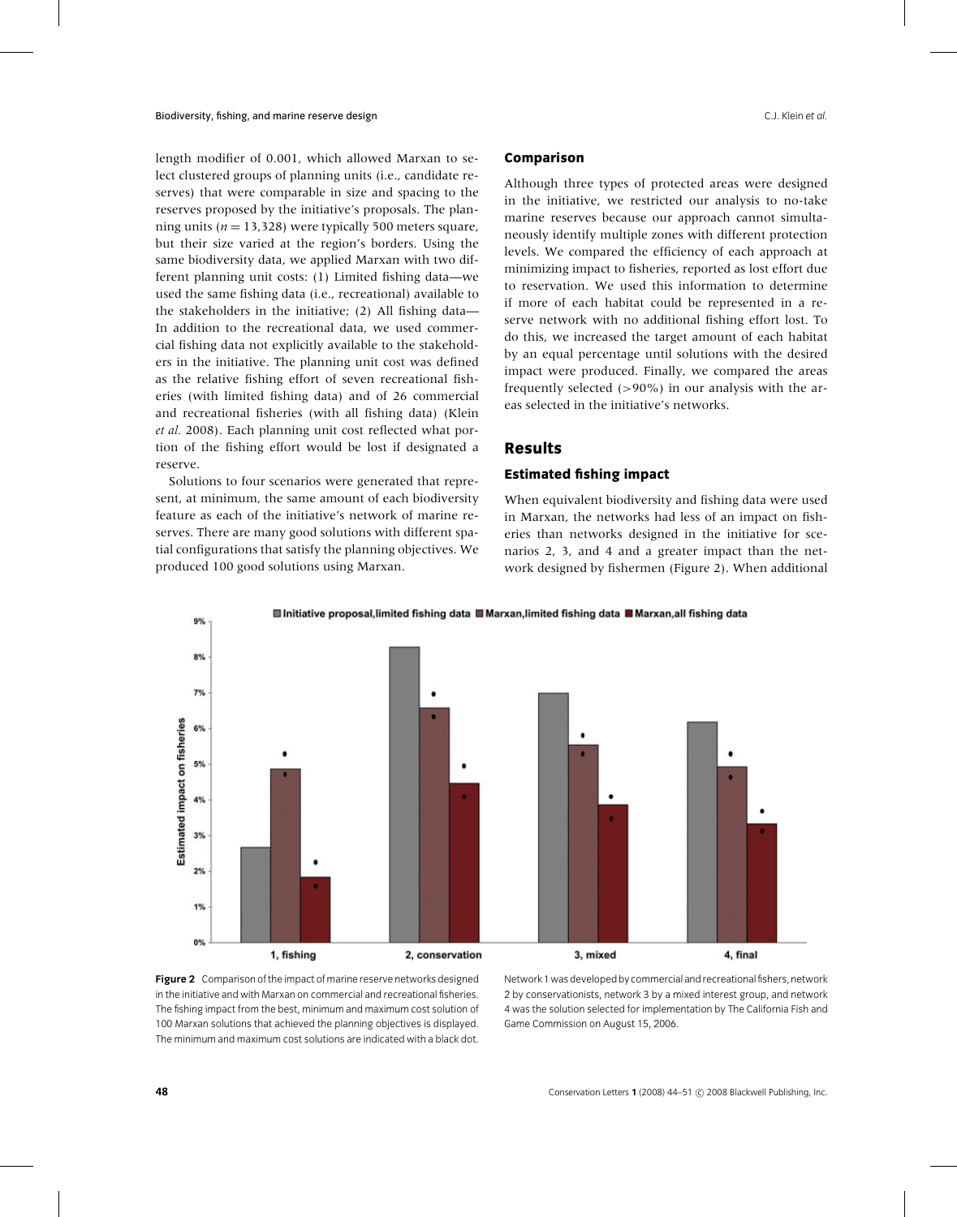length modifier of 0.001, which allowed Marxan to select clustered groups of planning units (i.e., candidate reserves) that were comparable in size and spacing to the reserves proposed by the initiative's proposals. The planning units ($n = 13{,}328$) were typically 500 meters square, but their size varied at the region's borders. Using the same biodiversity data, we applied Marxan with two different planning unit costs: (1) Limited fishing data—we used the same fishing data (i.e., recreational) available to the stakeholders in the initiative; (2) All fishing data—In addition to the recreational data, we used commercial fishing data not explicitly available to the stakeholders in the initiative. The planning unit cost was defined as the relative fishing effort of seven recreational fisheries (with limited fishing data) and of 26 commercial and recreational fisheries (with all fishing data) (Klein *et al.* 2008). Each planning unit cost reflected what portion of the fishing effort would be lost if designated a reserve.

Solutions to four scenarios were generated that represent, at minimum, the same amount of each biodiversity feature as each of the initiative's network of marine reserves. There are many good solutions with different spatial configurations that satisfy the planning objectives. We produced 100 good solutions using Marxan.

### Comparison

Although three types of protected areas were designed in the initiative, we restricted our analysis to no-take marine reserves because our approach cannot simultaneously identify multiple zones with different protection levels. We compared the efficiency of each approach at minimizing impact to fisheries, reported as lost effort due to reservation. We used this information to determine if more of each habitat could be represented in a reserve network with no additional fishing effort lost. To do this, we increased the target amount of each habitat by an equal percentage until solutions with the desired impact were produced. Finally, we compared the areas frequently selected (>90%) in our analysis with the areas selected in the initiative's networks.

## Results

### Estimated fishing impact

When equivalent biodiversity and fishing data were used in Marxan, the networks had less of an impact on fisheries than networks designed in the initiative for scenarios 2, 3, and 4 and a greater impact than the network designed by fishermen (Figure 2). When additional

**Figure 2** Comparison of the impact of marine reserve networks designed in the initiative and with Marxan on commercial and recreational fisheries. The fishing impact from the best, minimum and maximum cost solution of 100 Marxan solutions that achieved the planning objectives is displayed. The minimum and maximum cost solutions are indicated with a black dot. Network 1 was developed by commercial and recreational fishers, network 2 by conservationists, network 3 by a mixed interest group, and network 4 was the solution selected for implementation by The California Fish and Game Commission on August 15, 2006.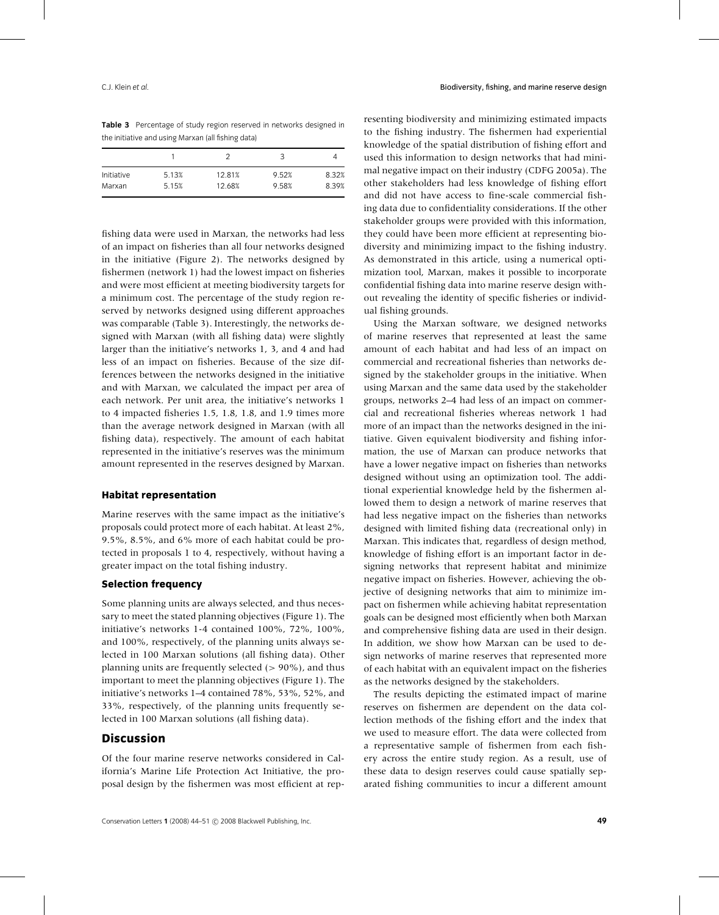**Table 3** Percentage of study region reserved in networks designed in the initiative and using Marxan (all fishing data)

| | 1 | 2 | 3 | 4 |
|---|---|---|---|---|
| Initiative | 5.13% | 12.81% | 9.52% | 8.32% |
| Marxan | 5.15% | 12.68% | 9.58% | 8.39% |

fishing data were used in Marxan, the networks had less of an impact on fisheries than all four networks designed in the initiative (Figure 2). The networks designed by fishermen (network 1) had the lowest impact on fisheries and were most efficient at meeting biodiversity targets for a minimum cost. The percentage of the study region reserved by networks designed using different approaches was comparable (Table 3). Interestingly, the networks designed with Marxan (with all fishing data) were slightly larger than the initiative's networks 1, 3, and 4 and had less of an impact on fisheries. Because of the size differences between the networks designed in the initiative and with Marxan, we calculated the impact per area of each network. Per unit area, the initiative's networks 1 to 4 impacted fisheries 1.5, 1.8, 1.8, and 1.9 times more than the average network designed in Marxan (with all fishing data), respectively. The amount of each habitat represented in the initiative's reserves was the minimum amount represented in the reserves designed by Marxan.

### Habitat representation

Marine reserves with the same impact as the initiative's proposals could protect more of each habitat. At least 2%, 9.5%, 8.5%, and 6% more of each habitat could be protected in proposals 1 to 4, respectively, without having a greater impact on the total fishing industry.

### Selection frequency

Some planning units are always selected, and thus necessary to meet the stated planning objectives (Figure 1). The initiative's networks 1-4 contained 100%, 72%, 100%, and 100%, respectively, of the planning units always selected in 100 Marxan solutions (all fishing data). Other planning units are frequently selected (> 90%), and thus important to meet the planning objectives (Figure 1). The initiative's networks 1–4 contained 78%, 53%, 52%, and 33%, respectively, of the planning units frequently selected in 100 Marxan solutions (all fishing data).

## Discussion

Of the four marine reserve networks considered in California's Marine Life Protection Act Initiative, the proposal design by the fishermen was most efficient at representing biodiversity and minimizing estimated impacts to the fishing industry. The fishermen had experiential knowledge of the spatial distribution of fishing effort and used this information to design networks that had minimal negative impact on their industry (CDFG 2005a). The other stakeholders had less knowledge of fishing effort and did not have access to fine-scale commercial fishing data due to confidentiality considerations. If the other stakeholder groups were provided with this information, they could have been more efficient at representing biodiversity and minimizing impact to the fishing industry. As demonstrated in this article, using a numerical optimization tool, Marxan, makes it possible to incorporate confidential fishing data into marine reserve design without revealing the identity of specific fisheries or individual fishing grounds.

Using the Marxan software, we designed networks of marine reserves that represented at least the same amount of each habitat and had less of an impact on commercial and recreational fisheries than networks designed by the stakeholder groups in the initiative. When using Marxan and the same data used by the stakeholder groups, networks 2–4 had less of an impact on commercial and recreational fisheries whereas network 1 had more of an impact than the networks designed in the initiative. Given equivalent biodiversity and fishing information, the use of Marxan can produce networks that have a lower negative impact on fisheries than networks designed without using an optimization tool. The additional experiential knowledge held by the fishermen allowed them to design a network of marine reserves that had less negative impact on the fisheries than networks designed with limited fishing data (recreational only) in Marxan. This indicates that, regardless of design method, knowledge of fishing effort is an important factor in designing networks that represent habitat and minimize negative impact on fisheries. However, achieving the objective of designing networks that aim to minimize impact on fishermen while achieving habitat representation goals can be designed most efficiently when both Marxan and comprehensive fishing data are used in their design. In addition, we show how Marxan can be used to design networks of marine reserves that represented more of each habitat with an equivalent impact on the fisheries as the networks designed by the stakeholders.

The results depicting the estimated impact of marine reserves on fishermen are dependent on the data collection methods of the fishing effort and the index that we used to measure effort. The data were collected from a representative sample of fishermen from each fishery across the entire study region. As a result, use of these data to design reserves could cause spatially separated fishing communities to incur a different amount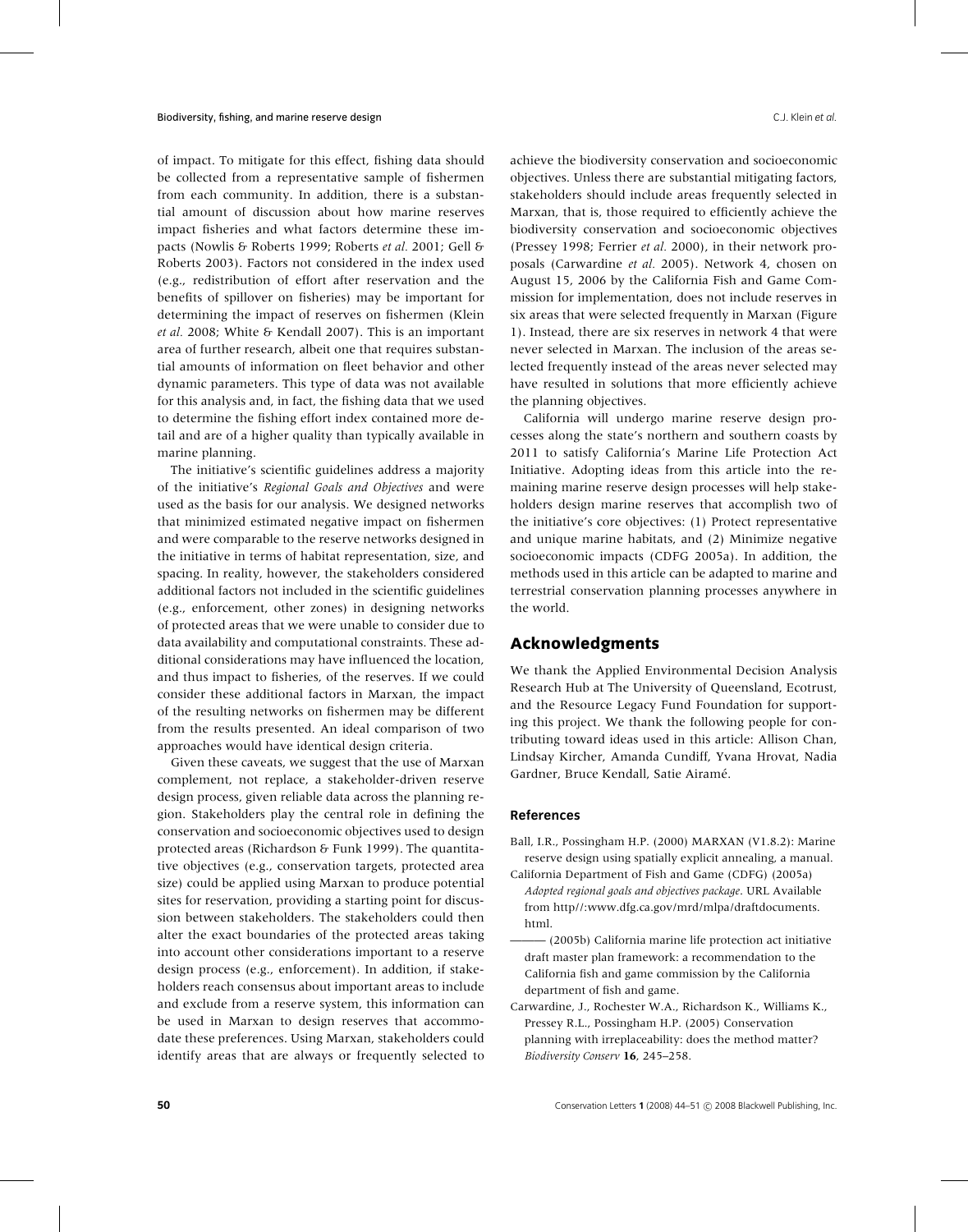of impact. To mitigate for this effect, fishing data should be collected from a representative sample of fishermen from each community. In addition, there is a substantial amount of discussion about how marine reserves impact fisheries and what factors determine these impacts (Nowlis & Roberts 1999; Roberts *et al.* 2001; Gell & Roberts 2003). Factors not considered in the index used (e.g., redistribution of effort after reservation and the benefits of spillover on fisheries) may be important for determining the impact of reserves on fishermen (Klein *et al.* 2008; White & Kendall 2007). This is an important area of further research, albeit one that requires substantial amounts of information on fleet behavior and other dynamic parameters. This type of data was not available for this analysis and, in fact, the fishing data that we used to determine the fishing effort index contained more detail and are of a higher quality than typically available in marine planning.

The initiative's scientific guidelines address a majority of the initiative's *Regional Goals and Objectives* and were used as the basis for our analysis. We designed networks that minimized estimated negative impact on fishermen and were comparable to the reserve networks designed in the initiative in terms of habitat representation, size, and spacing. In reality, however, the stakeholders considered additional factors not included in the scientific guidelines (e.g., enforcement, other zones) in designing networks of protected areas that we were unable to consider due to data availability and computational constraints. These additional considerations may have influenced the location, and thus impact to fisheries, of the reserves. If we could consider these additional factors in Marxan, the impact of the resulting networks on fishermen may be different from the results presented. An ideal comparison of two approaches would have identical design criteria.

Given these caveats, we suggest that the use of Marxan complement, not replace, a stakeholder-driven reserve design process, given reliable data across the planning region. Stakeholders play the central role in defining the conservation and socioeconomic objectives used to design protected areas (Richardson & Funk 1999). The quantitative objectives (e.g., conservation targets, protected area size) could be applied using Marxan to produce potential sites for reservation, providing a starting point for discussion between stakeholders. The stakeholders could then alter the exact boundaries of the protected areas taking into account other considerations important to a reserve design process (e.g., enforcement). In addition, if stakeholders reach consensus about important areas to include and exclude from a reserve system, this information can be used in Marxan to design reserves that accommodate these preferences. Using Marxan, stakeholders could identify areas that are always or frequently selected to achieve the biodiversity conservation and socioeconomic objectives. Unless there are substantial mitigating factors, stakeholders should include areas frequently selected in Marxan, that is, those required to efficiently achieve the biodiversity conservation and socioeconomic objectives (Pressey 1998; Ferrier *et al.* 2000), in their network proposals (Carwardine *et al.* 2005). Network 4, chosen on August 15, 2006 by the California Fish and Game Commission for implementation, does not include reserves in six areas that were selected frequently in Marxan (Figure 1). Instead, there are six reserves in network 4 that were never selected in Marxan. The inclusion of the areas selected frequently instead of the areas never selected may have resulted in solutions that more efficiently achieve the planning objectives.

California will undergo marine reserve design processes along the state's northern and southern coasts by 2011 to satisfy California's Marine Life Protection Act Initiative. Adopting ideas from this article in the remaining marine reserve design processes will help stakeholders design marine reserves that accomplish two of the initiative's core objectives: (1) Protect representative and unique marine habitats, and (2) Minimize negative socioeconomic impacts (CDFG 2005a). In addition, the methods used in this article can be adapted to marine and terrestrial conservation planning processes anywhere in the world.

## Acknowledgments

We thank the Applied Environmental Decision Analysis Research Hub at The University of Queensland, Ecotrust, and the Resource Legacy Fund Foundation for supporting this project. We thank the following people for contributing toward ideas used in this article: Allison Chan, Lindsay Kircher, Amanda Cundiff, Yvana Hrovat, Nadia Gardner, Bruce Kendall, Satie Airamé.

### References

Ball, I.R., Possingham H.P. (2000) MARXAN (V1.8.2): Marine reserve design using spatially explicit annealing, a manual.

California Department of Fish and Game (CDFG) (2005a) *Adopted regional goals and objectives package*. URL Available from http//:www.dfg.ca.gov/mrd/mlpa/draftdocuments.html.

——— (2005b) California marine life protection act initiative draft master plan framework: a recommendation to the California fish and game commission by the California department of fish and game.

Carwardine, J., Rochester W.A., Richardson K., Williams K., Pressey R.L., Possingham H.P. (2005) Conservation planning with irreplaceability: does the method matter? *Biodiversity Conserv* **16**, 245–258.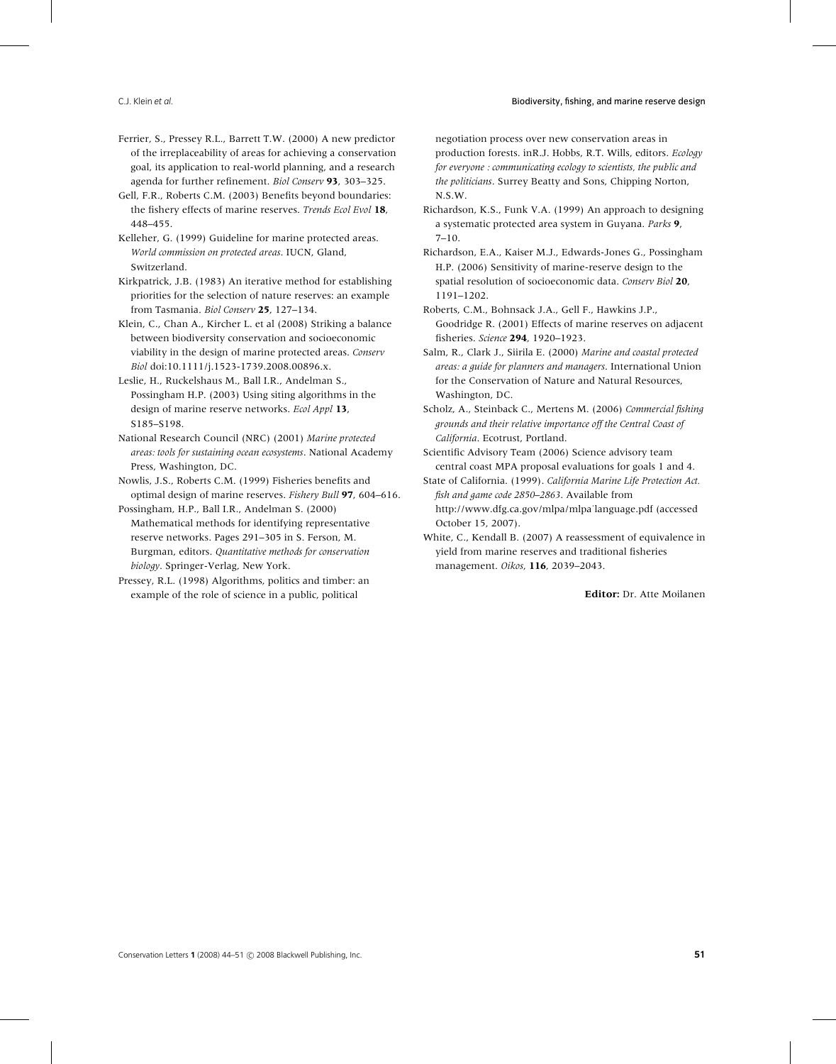Ferrier, S., Pressey R.L., Barrett T.W. (2000) A new predictor of the irreplaceability of areas for achieving a conservation goal, its application to real-world planning, and a research agenda for further refinement. *Biol Conserv* **93**, 303–325.

Gell, F.R., Roberts C.M. (2003) Benefits beyond boundaries: the fishery effects of marine reserves. *Trends Ecol Evol* **18**, 448–455.

Kelleher, G. (1999) Guideline for marine protected areas. *World commission on protected areas*. IUCN, Gland, Switzerland.

Kirkpatrick, J.B. (1983) An iterative method for establishing priorities for the selection of nature reserves: an example from Tasmania. *Biol Conserv* **25**, 127–134.

Klein, C., Chan A., Kircher L. et al (2008) Striking a balance between biodiversity conservation and socioeconomic viability in the design of marine protected areas. *Conserv Biol* doi:10.1111/j.1523-1739.2008.00896.x.

Leslie, H., Ruckelshaus M., Ball I.R., Andelman S., Possingham H.P. (2003) Using siting algorithms in the design of marine reserve networks. *Ecol Appl* **13**, S185–S198.

National Research Council (NRC) (2001) *Marine protected areas: tools for sustaining ocean ecosystems*. National Academy Press, Washington, DC.

Nowlis, J.S., Roberts C.M. (1999) Fisheries benefits and optimal design of marine reserves. *Fishery Bull* **97**, 604–616.

Possingham, H.P., Ball I.R., Andelman S. (2000) Mathematical methods for identifying representative reserve networks. Pages 291–305 in S. Ferson, M. Burgman, editors. *Quantitative methods for conservation biology*. Springer-Verlag, New York.

Pressey, R.L. (1998) Algorithms, politics and timber: an example of the role of science in a public, political negotiation process over new conservation areas in production forests. inR.J. Hobbs, R.T. Wills, editors. *Ecology for everyone : communicating ecology to scientists, the public and the politicians*. Surrey Beatty and Sons, Chipping Norton, N.S.W.

Richardson, K.S., Funk V.A. (1999) An approach to designing a systematic protected area system in Guyana. *Parks* **9**, 7–10.

Richardson, E.A., Kaiser M.J., Edwards-Jones G., Possingham H.P. (2006) Sensitivity of marine-reserve design to the spatial resolution of socioeconomic data. *Conserv Biol* **20**, 1191–1202.

Roberts, C.M., Bohnsack J.A., Gell F., Hawkins J.P., Goodridge R. (2001) Effects of marine reserves on adjacent fisheries. *Science* **294**, 1920–1923.

Salm, R., Clark J., Siirila E. (2000) *Marine and coastal protected areas: a guide for planners and managers*. International Union for the Conservation of Nature and Natural Resources, Washington, DC.

Scholz, A., Steinback C., Mertens M. (2006) *Commercial fishing grounds and their relative importance off the Central Coast of California*. Ecotrust, Portland.

Scientific Advisory Team (2006) Science advisory team central coast MPA proposal evaluations for goals 1 and 4.

State of California. (1999). *California Marine Life Protection Act. fish and game code 2850–2863*. Available from http://www.dfg.ca.gov/mlpa/mlpa˙language.pdf (accessed October 15, 2007).

White, C., Kendall B. (2007) A reassessment of equivalence in yield from marine reserves and traditional fisheries management. *Oikos*, **116**, 2039–2043.

**Editor:** Dr. Atte Moilanen